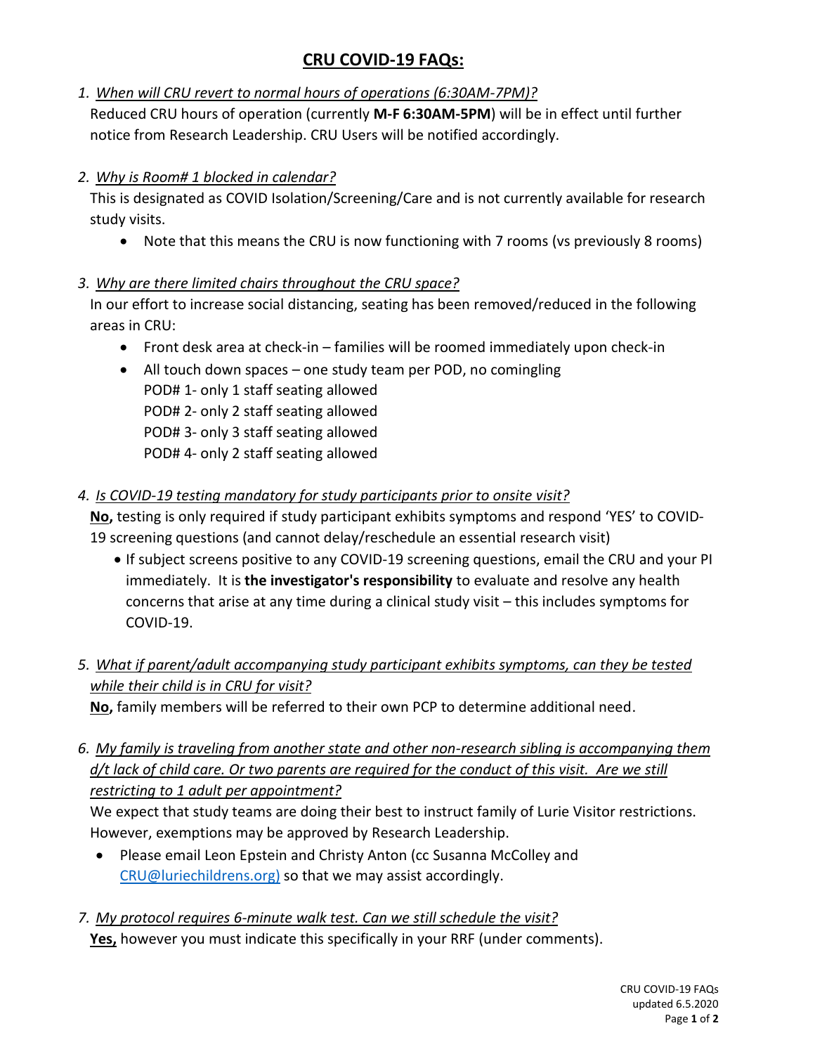# CRU COVID-19 FAQs:

1. *When will CRU revert to normal hours of operations (6:30AM-7PM)?*

   Reduced CRU hours of operation (currently **M-F 6:30AM-5PM**) will be in effect until further notice from Research Leadership. CRU Users will be notified accordingly.

2. *Why is Room# 1 blocked in calendar?*

   This is designated as COVID Isolation/Screening/Care and is not currently available for research study visits.

   - Note that this means the CRU is now functioning with 7 rooms (vs previously 8 rooms)

3. *Why are there limited chairs throughout the CRU space?*

   In our effort to increase social distancing, seating has been removed/reduced in the following areas in CRU:

   - Front desk area at check-in – families will be roomed immediately upon check-in
   - All touch down spaces – one study team per POD, no comingling
     POD# 1- only 1 staff seating allowed
     POD# 2- only 2 staff seating allowed
     POD# 3- only 3 staff seating allowed
     POD# 4- only 2 staff seating allowed

4. *Is COVID-19 testing mandatory for study participants prior to onsite visit?*

   **No,** testing is only required if study participant exhibits symptoms and respond 'YES' to COVID-19 screening questions (and cannot delay/reschedule an essential research visit)

   - If subject screens positive to any COVID-19 screening questions, email the CRU and your PI immediately. It is **the investigator's responsibility** to evaluate and resolve any health concerns that arise at any time during a clinical study visit – this includes symptoms for COVID-19.

5. *What if parent/adult accompanying study participant exhibits symptoms, can they be tested while their child is in CRU for visit?*

   **No,** family members will be referred to their own PCP to determine additional need.

6. *My family is traveling from another state and other non-research sibling is accompanying them d/t lack of child care. Or two parents are required for the conduct of this visit. Are we still restricting to 1 adult per appointment?*

   We expect that study teams are doing their best to instruct family of Lurie Visitor restrictions. However, exemptions may be approved by Research Leadership.

   - Please email Leon Epstein and Christy Anton (cc Susanna McColley and CRU@luriechildrens.org) so that we may assist accordingly.

7. *My protocol requires 6-minute walk test. Can we still schedule the visit?*

   **Yes,** however you must indicate this specifically in your RRF (under comments).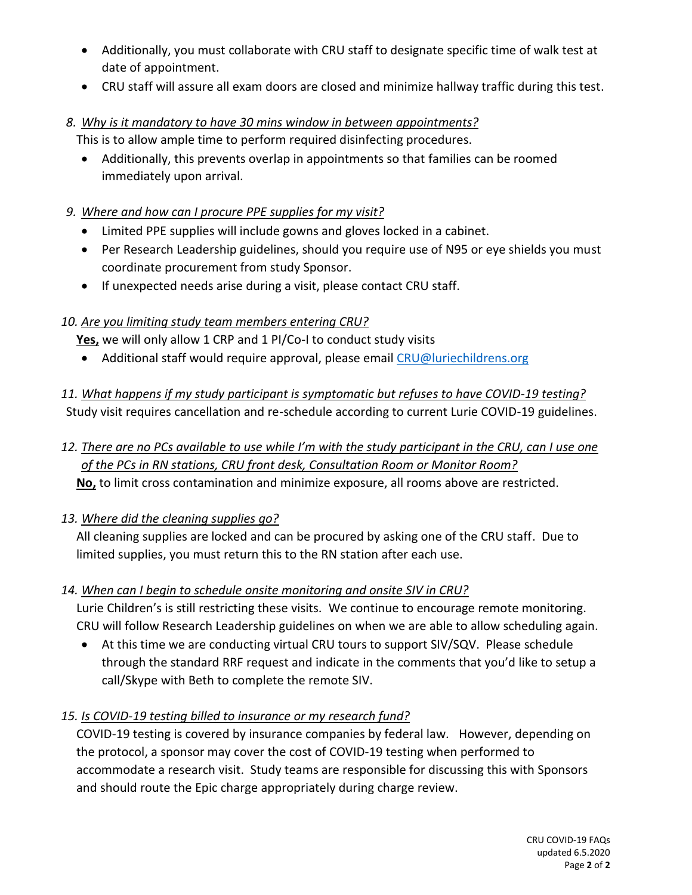- Additionally, you must collaborate with CRU staff to designate specific time of walk test at date of appointment.
- CRU staff will assure all exam doors are closed and minimize hallway traffic during this test.

8. *Why is it mandatory to have 30 mins window in between appointments?*

   This is to allow ample time to perform required disinfecting procedures.

   - Additionally, this prevents overlap in appointments so that families can be roomed immediately upon arrival.

9. *Where and how can I procure PPE supplies for my visit?*

   - Limited PPE supplies will include gowns and gloves locked in a cabinet.
   - Per Research Leadership guidelines, should you require use of N95 or eye shields you must coordinate procurement from study Sponsor.
   - If unexpected needs arise during a visit, please contact CRU staff.

10. *Are you limiting study team members entering CRU?*

    **Yes,** we will only allow 1 CRP and 1 PI/Co-I to conduct study visits

    - Additional staff would require approval, please email CRU@luriechildrens.org

11. *What happens if my study participant is symptomatic but refuses to have COVID-19 testing?*

    Study visit requires cancellation and re-schedule according to current Lurie COVID-19 guidelines.

12. *There are no PCs available to use while I'm with the study participant in the CRU, can I use one of the PCs in RN stations, CRU front desk, Consultation Room or Monitor Room?*

    **No,** to limit cross contamination and minimize exposure, all rooms above are restricted.

13. *Where did the cleaning supplies go?*

    All cleaning supplies are locked and can be procured by asking one of the CRU staff. Due to limited supplies, you must return this to the RN station after each use.

14. *When can I begin to schedule onsite monitoring and onsite SIV in CRU?*

    Lurie Children's is still restricting these visits. We continue to encourage remote monitoring. CRU will follow Research Leadership guidelines on when we are able to allow scheduling again.

    - At this time we are conducting virtual CRU tours to support SIV/SQV. Please schedule through the standard RRF request and indicate in the comments that you'd like to setup a call/Skype with Beth to complete the remote SIV.

15. *Is COVID-19 testing billed to insurance or my research fund?*

    COVID-19 testing is covered by insurance companies by federal law. However, depending on the protocol, a sponsor may cover the cost of COVID-19 testing when performed to accommodate a research visit. Study teams are responsible for discussing this with Sponsors and should route the Epic charge appropriately during charge review.